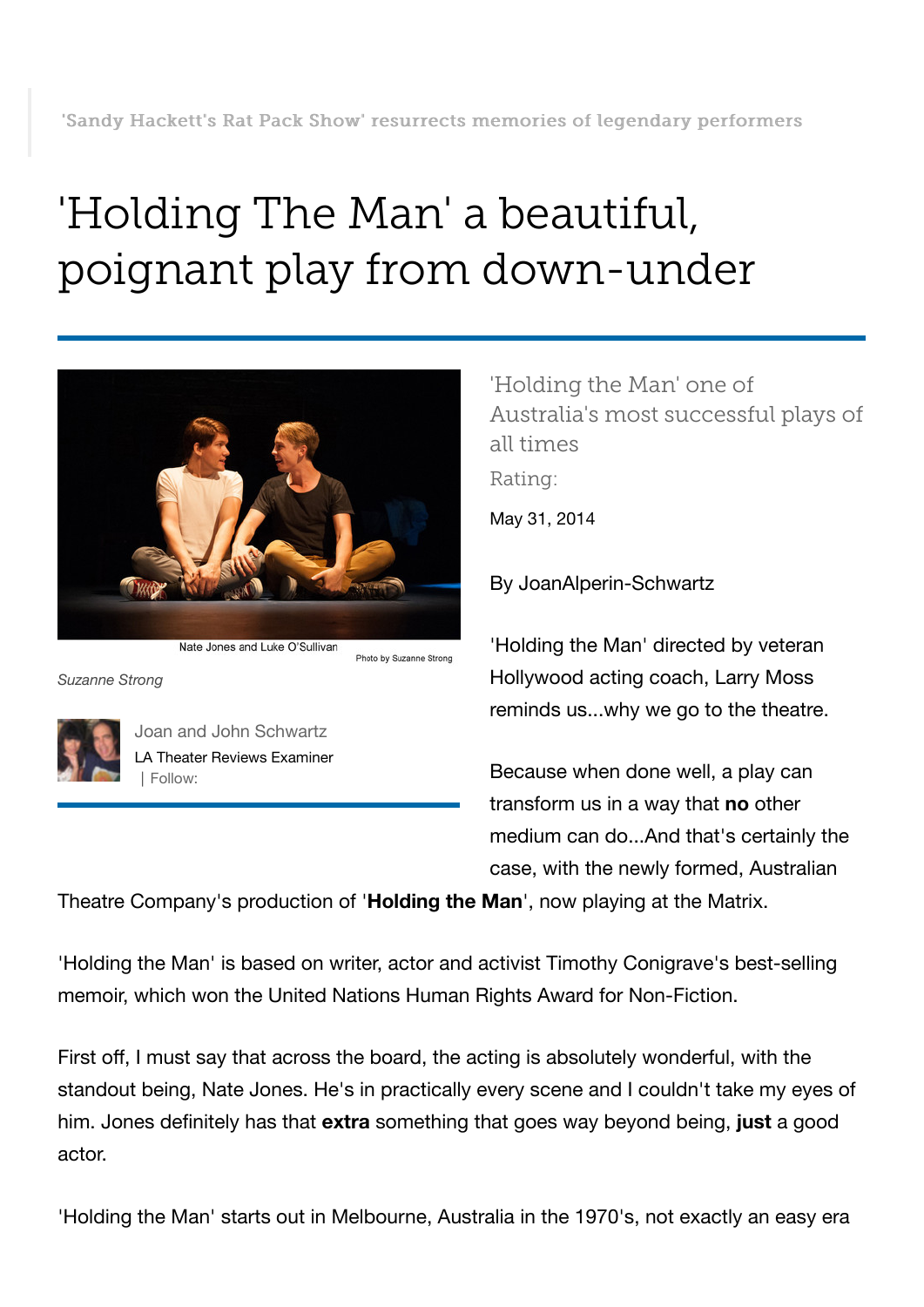'Sandy Hackett's Rat Pack Show' resurrects memories of legendary performers

# 'Holding The Man' a beautiful, poignant play from down-under

Nate Jones and Luke O'Sullivan

Photo by Suzanne Strong

*Suzanne Strong*

Joan and John Schwartz

LA Theater Reviews Examiner

| Follow:

'Holding the Man' one of Australia's most successful plays of all times

Rating:

May 31, 2014

By JoanAlperin-Schwartz

'Holding the Man' directed by veteran Hollywood acting coach, Larry Moss reminds us...why we go to the theatre.

Because when done well, a play can transform us in a way that **no** other medium can do...And that's certainly the case, with the newly formed, Australian Theatre Company's production of '**Holding the Man**', now playing at the Matrix.

'Holding the Man' is based on writer, actor and activist Timothy Conigrave's best-selling memoir, which won the United Nations Human Rights Award for Non-Fiction.

First off, I must say that across the board, the acting is absolutely wonderful, with the standout being, Nate Jones. He's in practically every scene and I couldn't take my eyes of him. Jones definitely has that **extra** something that goes way beyond being, **just** a good actor.

'Holding the Man' starts out in Melbourne, Australia in the 1970's, not exactly an easy era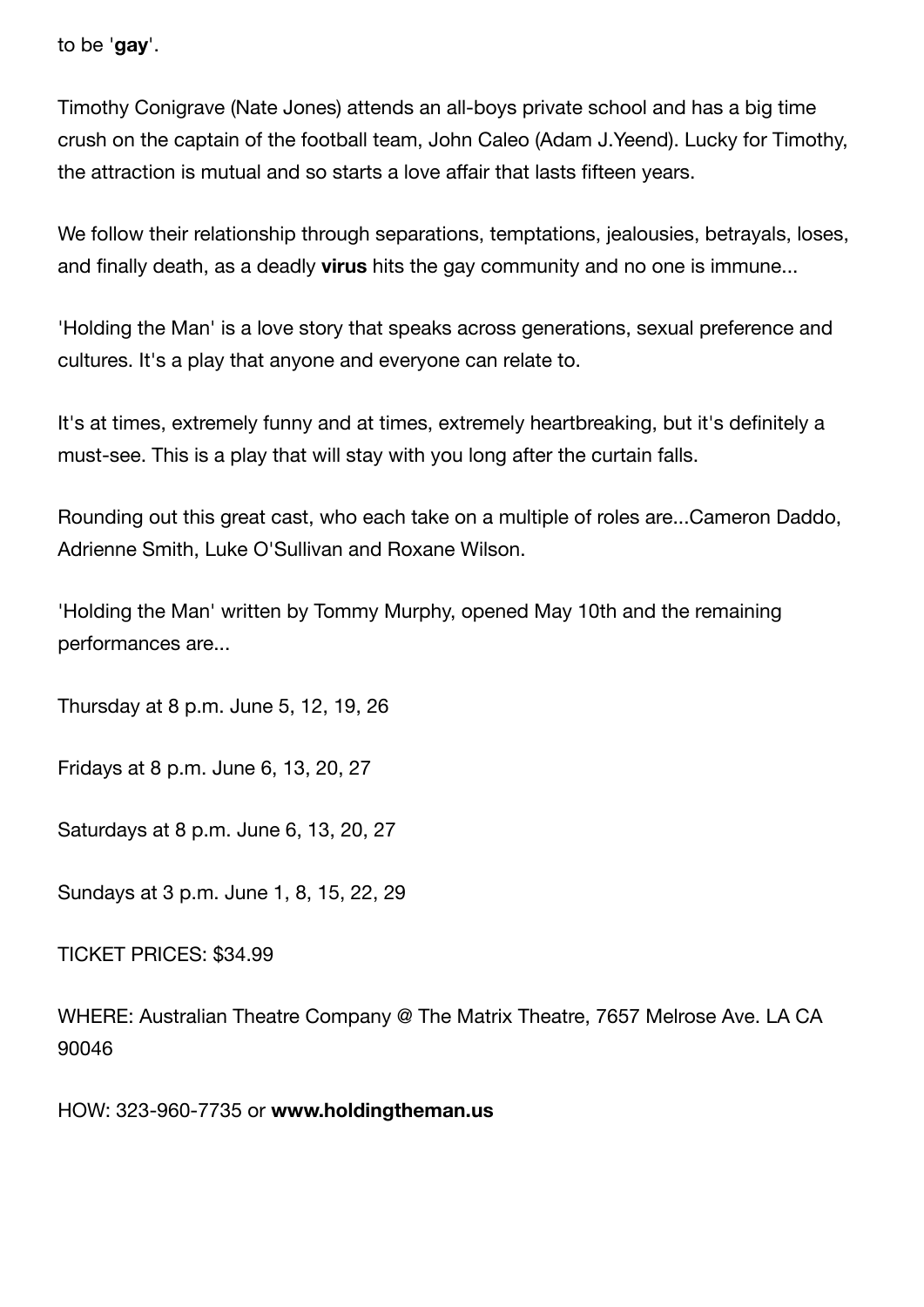to be '**gay**'.

Timothy Conigrave (Nate Jones) attends an all-boys private school and has a big time crush on the captain of the football team, John Caleo (Adam J.Yeend). Lucky for Timothy, the attraction is mutual and so starts a love affair that lasts fifteen years.

We follow their relationship through separations, temptations, jealousies, betrayals, loses, and finally death, as a deadly **virus** hits the gay community and no one is immune...

'Holding the Man' is a love story that speaks across generations, sexual preference and cultures. It's a play that anyone and everyone can relate to.

It's at times, extremely funny and at times, extremely heartbreaking, but it's definitely a must-see. This is a play that will stay with you long after the curtain falls.

Rounding out this great cast, who each take on a multiple of roles are...Cameron Daddo, Adrienne Smith, Luke O'Sullivan and Roxane Wilson.

'Holding the Man' written by Tommy Murphy, opened May 10th and the remaining performances are...

Thursday at 8 p.m. June 5, 12, 19, 26

Fridays at 8 p.m. June 6, 13, 20, 27

Saturdays at 8 p.m. June 6, 13, 20, 27

Sundays at 3 p.m. June 1, 8, 15, 22, 29

TICKET PRICES: $34.99

WHERE: Australian Theatre Company @ The Matrix Theatre, 7657 Melrose Ave. LA CA 90046

HOW: 323-960-7735 or **www.holdingtheman.us**